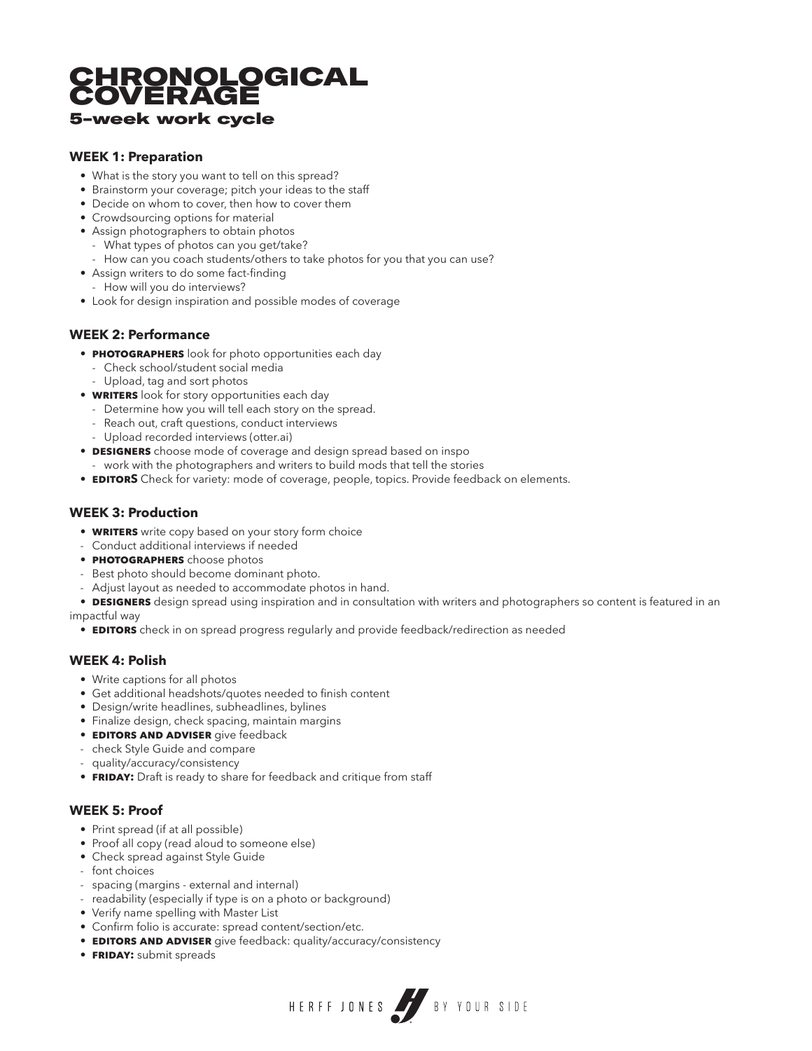# CHRONOLOGICAL COVERAGE

## 5–week work cycle

### WEEK 1: Preparation

- What is the story you want to tell on this spread?
- Brainstorm your coverage; pitch your ideas to the staff
- Decide on whom to cover, then how to cover them
- Crowdsourcing options for material
- Assign photographers to obtain photos
  - What types of photos can you get/take?
  - How can you coach students/others to take photos for you that you can use?
- Assign writers to do some fact-finding
  - How will you do interviews?
- Look for design inspiration and possible modes of coverage

### WEEK 2: Performance

- **PHOTOGRAPHERS** look for photo opportunities each day
  - Check school/student social media
  - Upload, tag and sort photos
- **WRITERS** look for story opportunities each day
  - Determine how you will tell each story on the spread.
  - Reach out, craft questions, conduct interviews
  - Upload recorded interviews (otter.ai)
- **DESIGNERS** choose mode of coverage and design spread based on inspo
  - work with the photographers and writers to build mods that tell the stories
- **EDITORS** Check for variety: mode of coverage, people, topics. Provide feedback on elements.

### WEEK 3: Production

- **WRITERS** write copy based on your story form choice
  - Conduct additional interviews if needed
- **PHOTOGRAPHERS** choose photos
  - Best photo should become dominant photo.
  - Adjust layout as needed to accommodate photos in hand.
- **DESIGNERS** design spread using inspiration and in consultation with writers and photographers so content is featured in an impactful way
- **EDITORS** check in on spread progress regularly and provide feedback/redirection as needed

### WEEK 4: Polish

- Write captions for all photos
- Get additional headshots/quotes needed to finish content
- Design/write headlines, subheadlines, bylines
- Finalize design, check spacing, maintain margins
- **EDITORS AND ADVISER** give feedback
  - check Style Guide and compare
  - quality/accuracy/consistency
- **FRIDAY:** Draft is ready to share for feedback and critique from staff

### WEEK 5: Proof

- Print spread (if at all possible)
- Proof all copy (read aloud to someone else)
- Check spread against Style Guide
  - font choices
  - spacing (margins - external and internal)
  - readability (especially if type is on a photo or background)
- Verify name spelling with Master List
- Confirm folio is accurate: spread content/section/etc.
- **EDITORS AND ADVISER** give feedback: quality/accuracy/consistency
- **FRIDAY:** submit spreads

HERFF JONES BY YOUR SIDE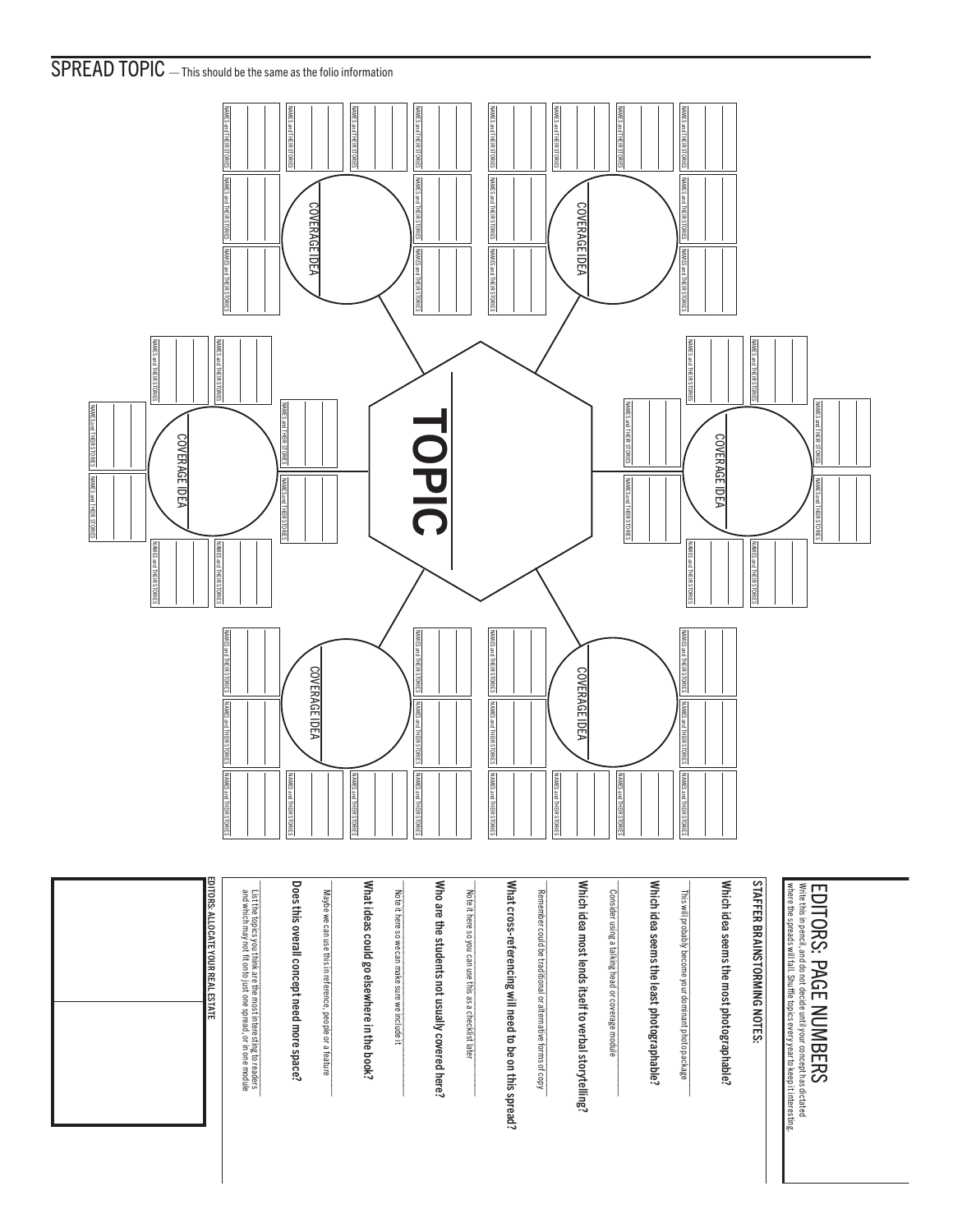# SPREAD TOPIC — This should be the same as the folio information

TOPIC

COVERAGE IDEA

COVERAGE IDEA

COVERAGE IDEA

COVERAGE IDEA

COVERAGE IDEA

COVERAGE IDEA

NAMES and THEIR STORIES

## EDITORS: PAGE NUMBERS

Write this in pencil, and do not decide until your concept has dictated where the spreads will fall. Shuffle topics every year to keep it interesting.

### STAFFER BRAINSTORMING NOTES:

**Which idea seems the most photographable?**

This will probably become your dominant photo package

**Which idea seems the least photographable?**

Consider using a talking head or coverage module

**Which idea most lends itself to verbal storytelling?**

Remember could be traditional or alternative forms of copy

**What cross-referencing will need to be on this spread?**

Note it here so you can use this as a checklist later

**Who are the students not usually covered here?**

Note it here so we can make sure we include it

**What ideas could go elsewhere in the book?**

Maybe we can use this in reference, people or a feature

**Does this overall concept need more space?**

List the topics you think are the most interesting to readers and which may not fit onto just one spread, or in one module

**EDITORS: ALLOCATE YOUR REAL ESTATE**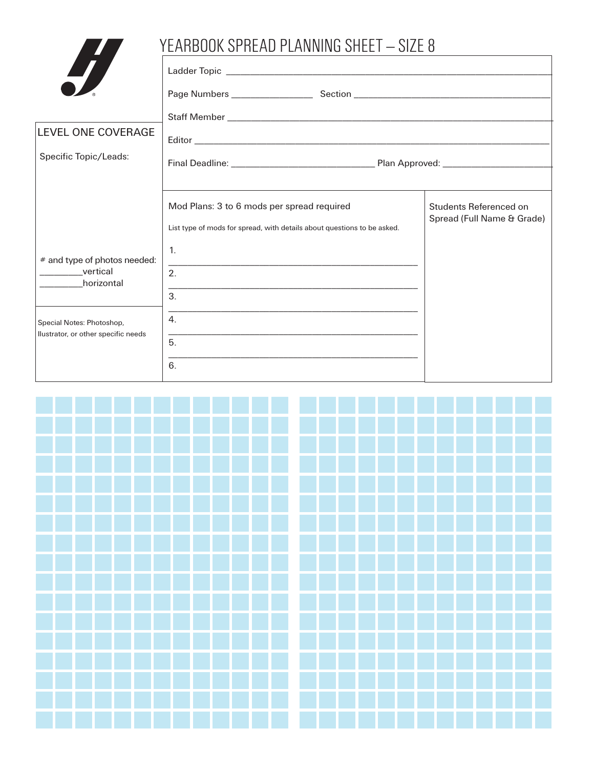# YEARBOOK SPREAD PLANNING SHEET – SIZE 8

Ladder Topic ____________________________________________

Page Numbers ______________ Section ______________________

Staff Member ____________________________________________

Editor _________________________________________________

Final Deadline: ______________________ Plan Approved: ______________

## LEVEL ONE COVERAGE

Specific Topic/Leads:

# and type of photos needed:
________vertical
________horizontal

Special Notes: Photoshop, Illustrator, or other specific needs

Mod Plans: 3 to 6 mods per spread required

List type of mods for spread, with details about questions to be asked.

1. ____________________________________________
2. ____________________________________________
3. ____________________________________________
4. ____________________________________________
5. ____________________________________________
6.

Students Referenced on Spread (Full Name & Grade)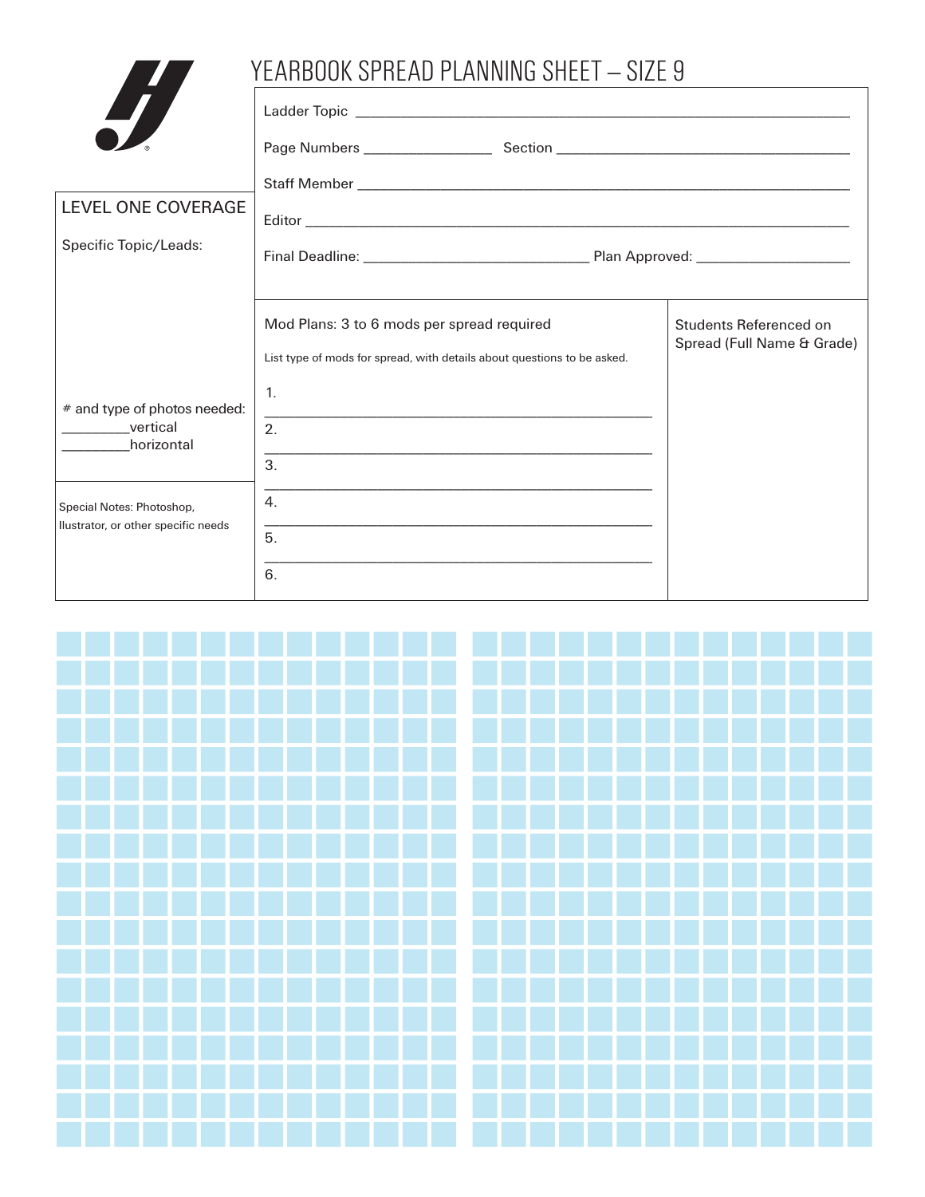# YEARBOOK SPREAD PLANNING SHEET – SIZE 9

Ladder Topic ______________________________________________

Page Numbers ______________ Section ______________________________

Staff Member ______________________________________________

Editor ______________________________________________

Final Deadline: ______________________ Plan Approved: ________________

## LEVEL ONE COVERAGE

Specific Topic/Leads:

\# and type of photos needed:
________vertical
________horizontal

Special Notes: Photoshop, Illustrator, or other specific needs

Mod Plans: 3 to 6 mods per spread required

List type of mods for spread, with details about questions to be asked.

1. ______________________________________________
2. ______________________________________________
3. ______________________________________________
4. ______________________________________________
5. ______________________________________________
6.

Students Referenced on Spread (Full Name & Grade)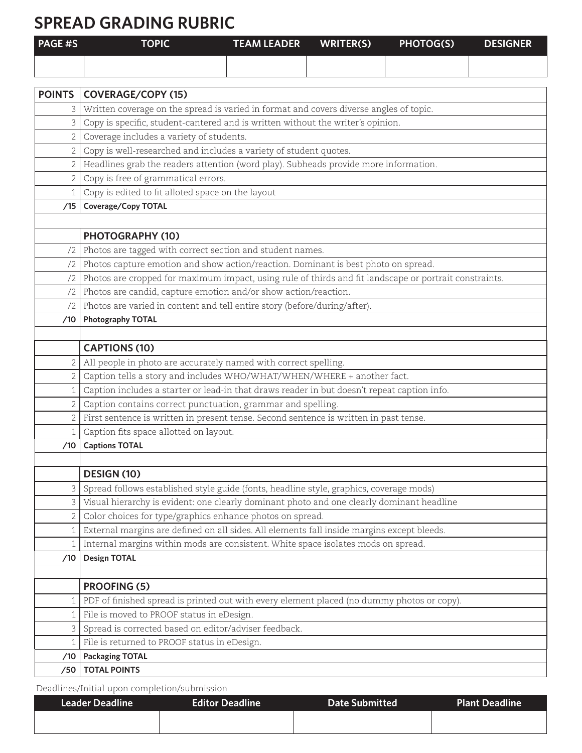# SPREAD GRADING RUBRIC

| PAGE #S | TOPIC | TEAM LEADER | WRITER(S) | PHOTOG(S) | DESIGNER |
|---|---|---|---|---|---|
| | | | | | |

| POINTS | COVERAGE/COPY (15) |
|---|---|
| 3 | Written coverage on the spread is varied in format and covers diverse angles of topic. |
| 3 | Copy is specific, student-cantered and is written without the writer's opinion. |
| 2 | Coverage includes a variety of students. |
| 2 | Copy is well-researched and includes a variety of student quotes. |
| 2 | Headlines grab the readers attention (word play). Subheads provide more information. |
| 2 | Copy is free of grammatical errors. |
| 1 | Copy is edited to fit alloted space on the layout |
| **/15** | **Coverage/Copy TOTAL** |
| | |
| | **PHOTOGRAPHY (10)** |
| /2 | Photos are tagged with correct section and student names. |
| /2 | Photos capture emotion and show action/reaction. Dominant is best photo on spread. |
| /2 | Photos are cropped for maximum impact, using rule of thirds and fit landscape or portrait constraints. |
| /2 | Photos are candid, capture emotion and/or show action/reaction. |
| /2 | Photos are varied in content and tell entire story (before/during/after). |
| **/10** | **Photography TOTAL** |
| | |
| | **CAPTIONS (10)** |
| 2 | All people in photo are accurately named with correct spelling. |
| 2 | Caption tells a story and includes WHO/WHAT/WHEN/WHERE + another fact. |
| 1 | Caption includes a starter or lead-in that draws reader in but doesn't repeat caption info. |
| 2 | Caption contains correct punctuation, grammar and spelling. |
| 2 | First sentence is written in present tense. Second sentence is written in past tense. |
| 1 | Caption fits space allotted on layout. |
| **/10** | **Captions TOTAL** |
| | |
| | **DESIGN (10)** |
| 3 | Spread follows established style guide (fonts, headline style, graphics, coverage mods) |
| 3 | Visual hierarchy is evident: one clearly dominant photo and one clearly dominant headline |
| 2 | Color choices for type/graphics enhance photos on spread. |
| 1 | External margins are defined on all sides. All elements fall inside margins except bleeds. |
| 1 | Internal margins within mods are consistent. White space isolates mods on spread. |
| **/10** | **Design TOTAL** |
| | |
| | **PROOFING (5)** |
| 1 | PDF of finished spread is printed out with every element placed (no dummy photos or copy). |
| 1 | File is moved to PROOF status in eDesign. |
| 3 | Spread is corrected based on editor/adviser feedback. |
| 1 | File is returned to PROOF status in eDesign. |
| **/10** | **Packaging TOTAL** |
| **/50** | **TOTAL POINTS** |

Deadlines/Initial upon completion/submission

| Leader Deadline | Editor Deadline | Date Submitted | Plant Deadline |
|---|---|---|---|
| | | | |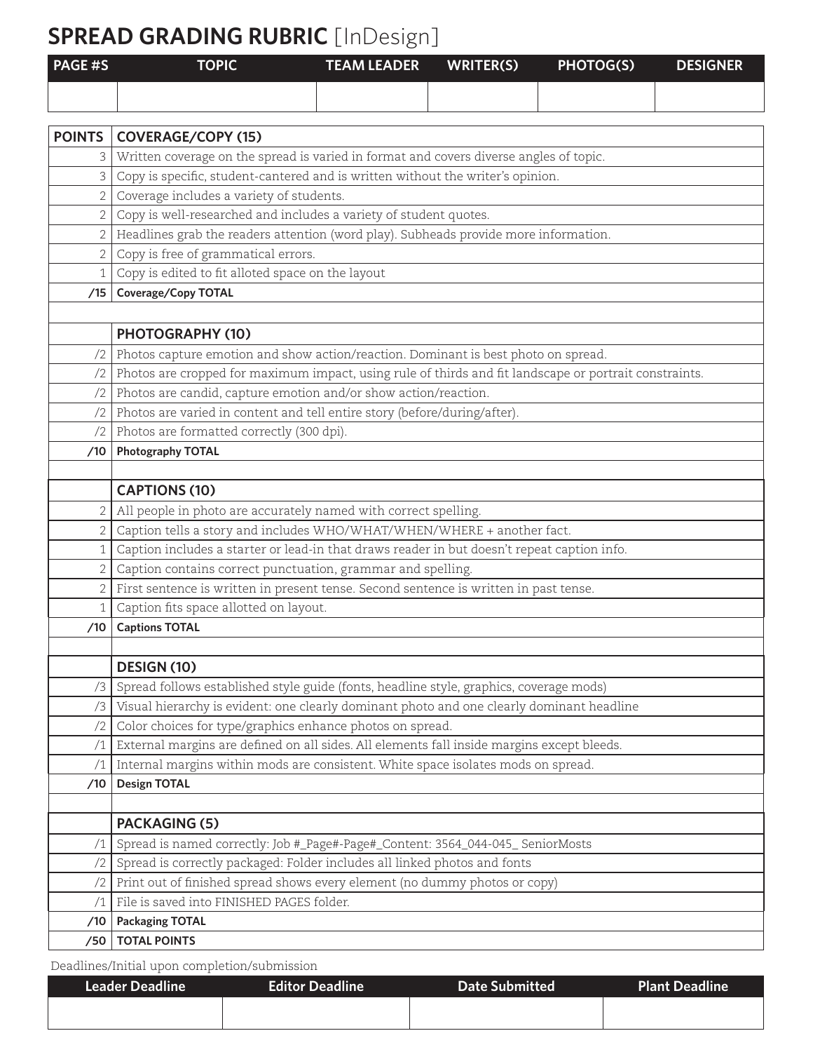# SPREAD GRADING RUBRIC [InDesign]

| PAGE #S | TOPIC | TEAM LEADER | WRITER(S) | PHOTOG(S) | DESIGNER |
|---|---|---|---|---|---|
| | | | | | |

| POINTS | COVERAGE/COPY (15) |
|---|---|
| 3 | Written coverage on the spread is varied in format and covers diverse angles of topic. |
| 3 | Copy is specific, student-cantered and is written without the writer's opinion. |
| 2 | Coverage includes a variety of students. |
| 2 | Copy is well-researched and includes a variety of student quotes. |
| 2 | Headlines grab the readers attention (word play). Subheads provide more information. |
| 2 | Copy is free of grammatical errors. |
| 1 | Copy is edited to fit alloted space on the layout |
| **/15** | **Coverage/Copy TOTAL** |
| | |
| | **PHOTOGRAPHY (10)** |
| /2 | Photos capture emotion and show action/reaction. Dominant is best photo on spread. |
| /2 | Photos are cropped for maximum impact, using rule of thirds and fit landscape or portrait constraints. |
| /2 | Photos are candid, capture emotion and/or show action/reaction. |
| /2 | Photos are varied in content and tell entire story (before/during/after). |
| /2 | Photos are formatted correctly (300 dpi). |
| **/10** | **Photography TOTAL** |
| | |
| | **CAPTIONS (10)** |
| 2 | All people in photo are accurately named with correct spelling. |
| 2 | Caption tells a story and includes WHO/WHAT/WHEN/WHERE + another fact. |
| 1 | Caption includes a starter or lead-in that draws reader in but doesn't repeat caption info. |
| 2 | Caption contains correct punctuation, grammar and spelling. |
| 2 | First sentence is written in present tense. Second sentence is written in past tense. |
| 1 | Caption fits space allotted on layout. |
| **/10** | **Captions TOTAL** |
| | |
| | **DESIGN (10)** |
| /3 | Spread follows established style guide (fonts, headline style, graphics, coverage mods) |
| /3 | Visual hierarchy is evident: one clearly dominant photo and one clearly dominant headline |
| /2 | Color choices for type/graphics enhance photos on spread. |
| /1 | External margins are defined on all sides. All elements fall inside margins except bleeds. |
| /1 | Internal margins within mods are consistent. White space isolates mods on spread. |
| **/10** | **Design TOTAL** |
| | |
| | **PACKAGING (5)** |
| /1 | Spread is named correctly: Job #_Page#-Page#_Content: 3564_044-045_ SeniorMosts |
| /2 | Spread is correctly packaged: Folder includes all linked photos and fonts |
| /2 | Print out of finished spread shows every element (no dummy photos or copy) |
| /1 | File is saved into FINISHED PAGES folder. |
| **/10** | **Packaging TOTAL** |
| **/50** | **TOTAL POINTS** |

Deadlines/Initial upon completion/submission

| Leader Deadline | Editor Deadline | Date Submitted | Plant Deadline |
|---|---|---|---|
| | | | |